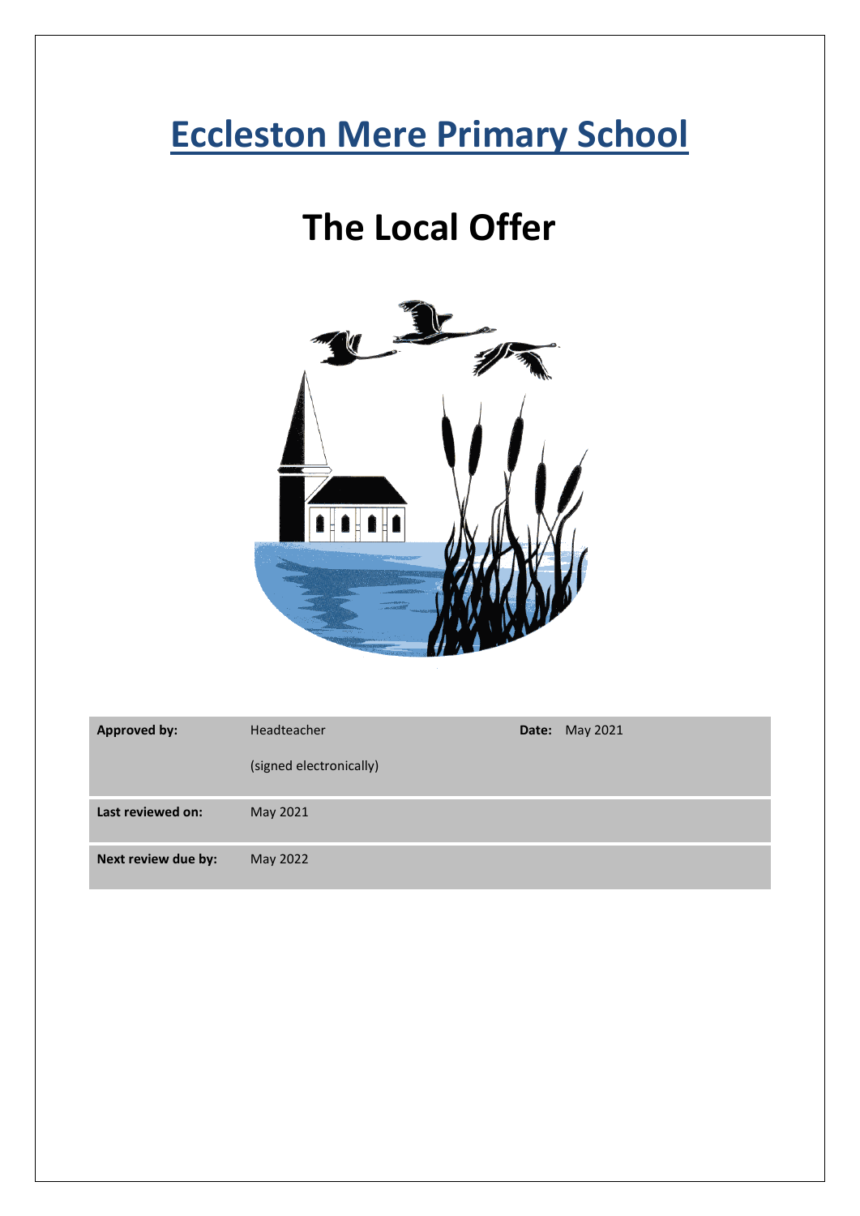# Eccleston Mere Primary School

# The Local Offer

| Approved by: | Headteacher<br><br>(signed electronically) | Date: | May 2021 |
|---|---|---|---|
| Last reviewed on: | May 2021 | | |
| Next review due by: | May 2022 | | |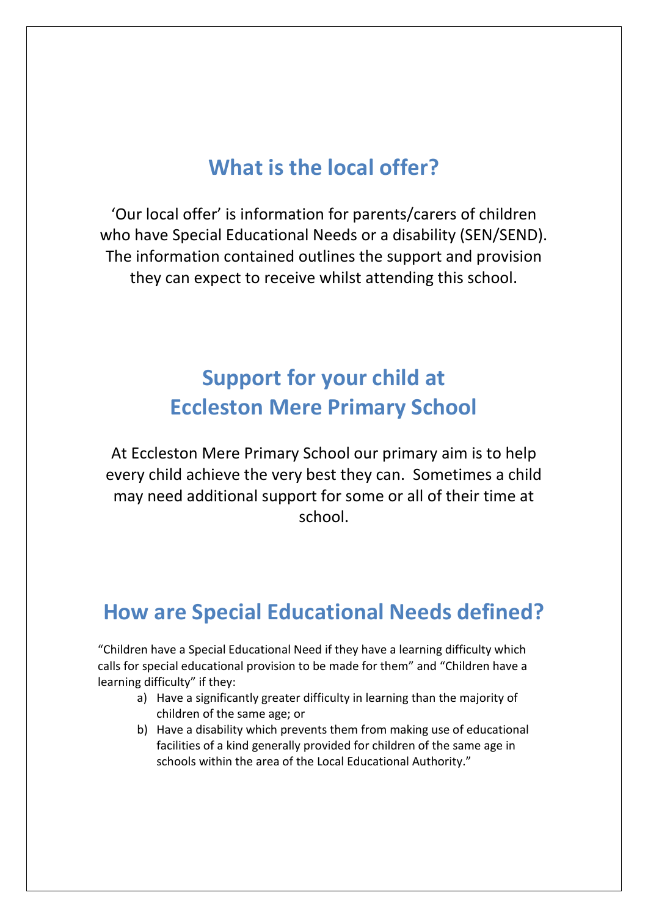## What is the local offer?

'Our local offer' is information for parents/carers of children who have Special Educational Needs or a disability (SEN/SEND). The information contained outlines the support and provision they can expect to receive whilst attending this school.

## Support for your child at Eccleston Mere Primary School

At Eccleston Mere Primary School our primary aim is to help every child achieve the very best they can. Sometimes a child may need additional support for some or all of their time at school.

## How are Special Educational Needs defined?

"Children have a Special Educational Need if they have a learning difficulty which calls for special educational provision to be made for them" and "Children have a learning difficulty" if they:

a) Have a significantly greater difficulty in learning than the majority of children of the same age; or
b) Have a disability which prevents them from making use of educational facilities of a kind generally provided for children of the same age in schools within the area of the Local Educational Authority."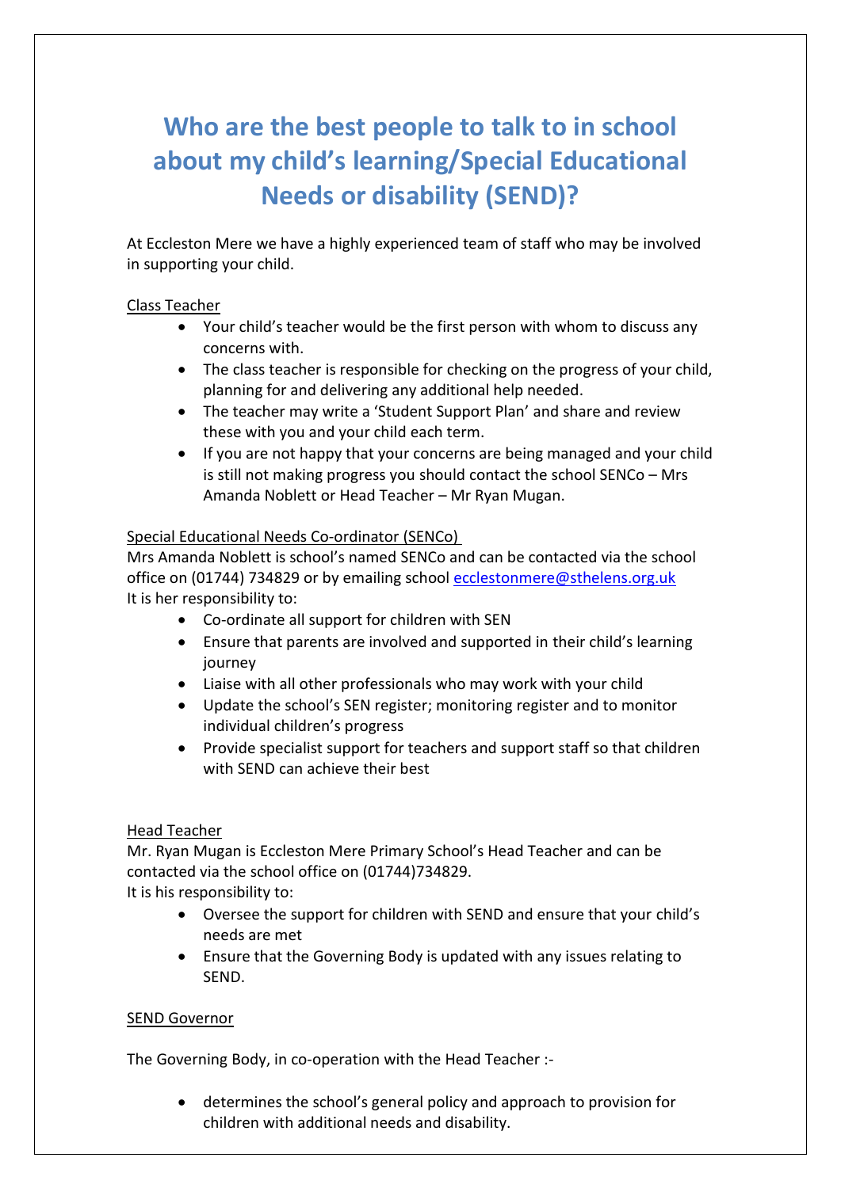# Who are the best people to talk to in school about my child's learning/Special Educational Needs or disability (SEND)?

At Eccleston Mere we have a highly experienced team of staff who may be involved in supporting your child.

<u>Class Teacher</u>

- Your child's teacher would be the first person with whom to discuss any concerns with.
- The class teacher is responsible for checking on the progress of your child, planning for and delivering any additional help needed.
- The teacher may write a 'Student Support Plan' and share and review these with you and your child each term.
- If you are not happy that your concerns are being managed and your child is still not making progress you should contact the school SENCo – Mrs Amanda Noblett or Head Teacher – Mr Ryan Mugan.

<u>Special Educational Needs Co-ordinator (SENCo)</u>

Mrs Amanda Noblett is school's named SENCo and can be contacted via the school office on (01744) 734829 or by emailing school ecclestonmere@sthelens.org.uk

It is her responsibility to:

- Co-ordinate all support for children with SEN
- Ensure that parents are involved and supported in their child's learning journey
- Liaise with all other professionals who may work with your child
- Update the school's SEN register; monitoring register and to monitor individual children's progress
- Provide specialist support for teachers and support staff so that children with SEND can achieve their best

<u>Head Teacher</u>

Mr. Ryan Mugan is Eccleston Mere Primary School's Head Teacher and can be contacted via the school office on (01744)734829.

It is his responsibility to:

- Oversee the support for children with SEND and ensure that your child's needs are met
- Ensure that the Governing Body is updated with any issues relating to SEND.

<u>SEND Governor</u>

The Governing Body, in co-operation with the Head Teacher :-

- determines the school's general policy and approach to provision for children with additional needs and disability.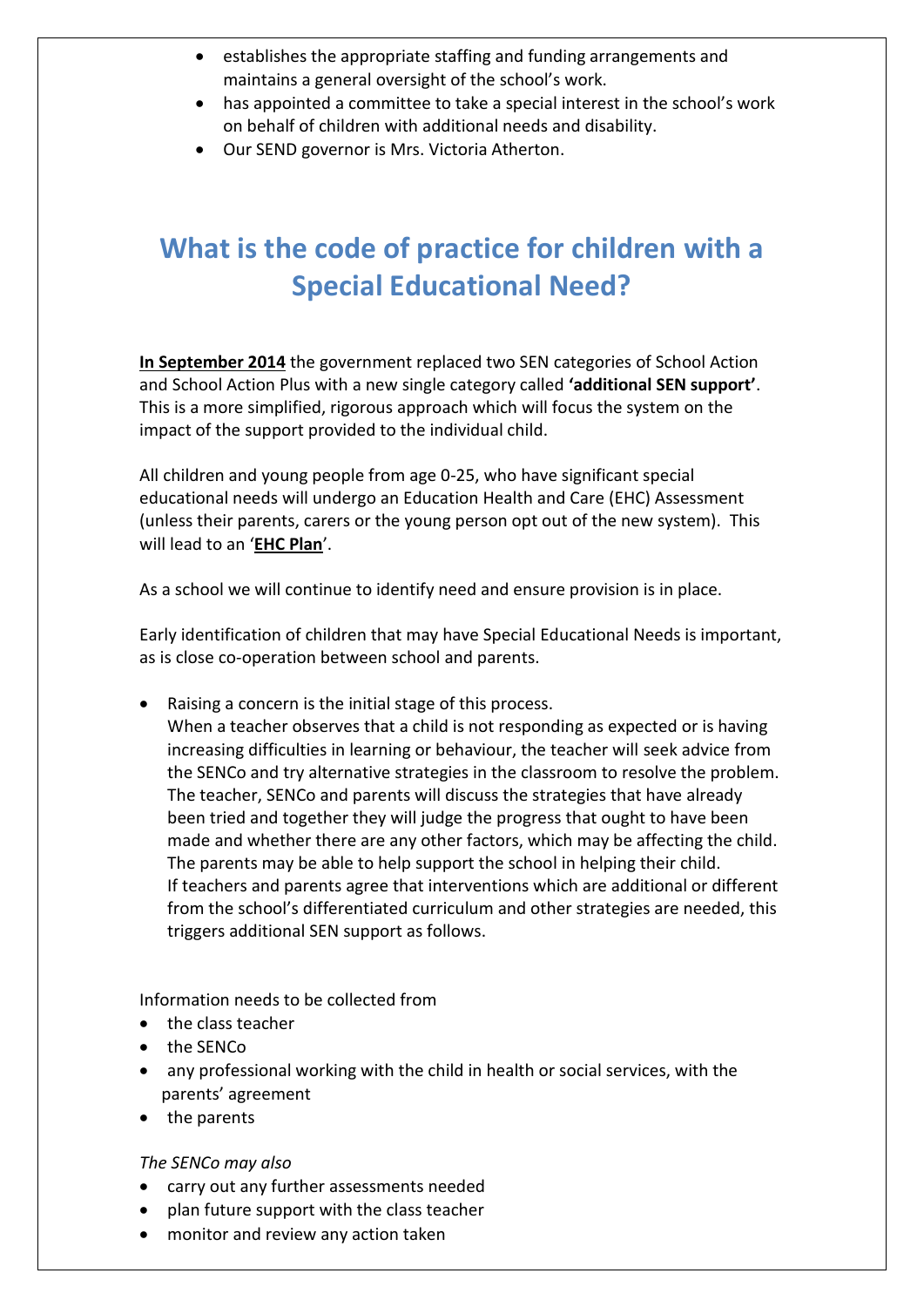- establishes the appropriate staffing and funding arrangements and maintains a general oversight of the school's work.
- has appointed a committee to take a special interest in the school's work on behalf of children with additional needs and disability.
- Our SEND governor is Mrs. Victoria Atherton.

# What is the code of practice for children with a Special Educational Need?

**In September 2014** the government replaced two SEN categories of School Action and School Action Plus with a new single category called **'additional SEN support'**. This is a more simplified, rigorous approach which will focus the system on the impact of the support provided to the individual child.

All children and young people from age 0-25, who have significant special educational needs will undergo an Education Health and Care (EHC) Assessment (unless their parents, carers or the young person opt out of the new system). This will lead to an '**EHC Plan**'.

As a school we will continue to identify need and ensure provision is in place.

Early identification of children that may have Special Educational Needs is important, as is close co-operation between school and parents.

- Raising a concern is the initial stage of this process.
  When a teacher observes that a child is not responding as expected or is having increasing difficulties in learning or behaviour, the teacher will seek advice from the SENCo and try alternative strategies in the classroom to resolve the problem. The teacher, SENCo and parents will discuss the strategies that have already been tried and together they will judge the progress that ought to have been made and whether there are any other factors, which may be affecting the child. The parents may be able to help support the school in helping their child.
  If teachers and parents agree that interventions which are additional or different from the school's differentiated curriculum and other strategies are needed, this triggers additional SEN support as follows.

Information needs to be collected from

- the class teacher
- the SENCo
- any professional working with the child in health or social services, with the parents' agreement
- the parents

*The SENCo may also*

- carry out any further assessments needed
- plan future support with the class teacher
- monitor and review any action taken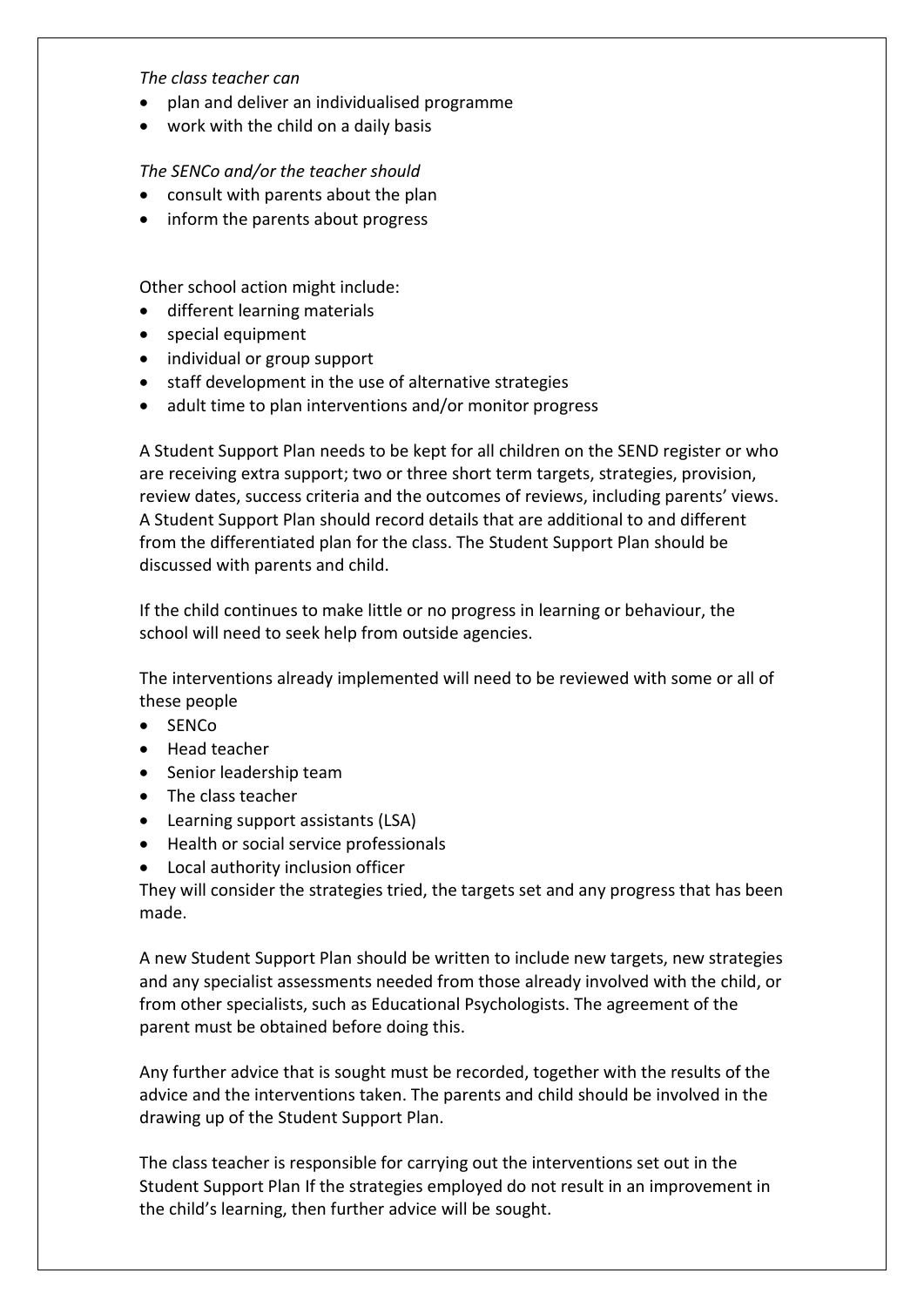*The class teacher can*

- plan and deliver an individualised programme
- work with the child on a daily basis

*The SENCo and/or the teacher should*

- consult with parents about the plan
- inform the parents about progress

Other school action might include:

- different learning materials
- special equipment
- individual or group support
- staff development in the use of alternative strategies
- adult time to plan interventions and/or monitor progress

A Student Support Plan needs to be kept for all children on the SEND register or who are receiving extra support; two or three short term targets, strategies, provision, review dates, success criteria and the outcomes of reviews, including parents' views. A Student Support Plan should record details that are additional to and different from the differentiated plan for the class. The Student Support Plan should be discussed with parents and child.

If the child continues to make little or no progress in learning or behaviour, the school will need to seek help from outside agencies.

The interventions already implemented will need to be reviewed with some or all of these people

- SENCo
- Head teacher
- Senior leadership team
- The class teacher
- Learning support assistants (LSA)
- Health or social service professionals
- Local authority inclusion officer

They will consider the strategies tried, the targets set and any progress that has been made.

A new Student Support Plan should be written to include new targets, new strategies and any specialist assessments needed from those already involved with the child, or from other specialists, such as Educational Psychologists. The agreement of the parent must be obtained before doing this.

Any further advice that is sought must be recorded, together with the results of the advice and the interventions taken. The parents and child should be involved in the drawing up of the Student Support Plan.

The class teacher is responsible for carrying out the interventions set out in the Student Support Plan If the strategies employed do not result in an improvement in the child's learning, then further advice will be sought.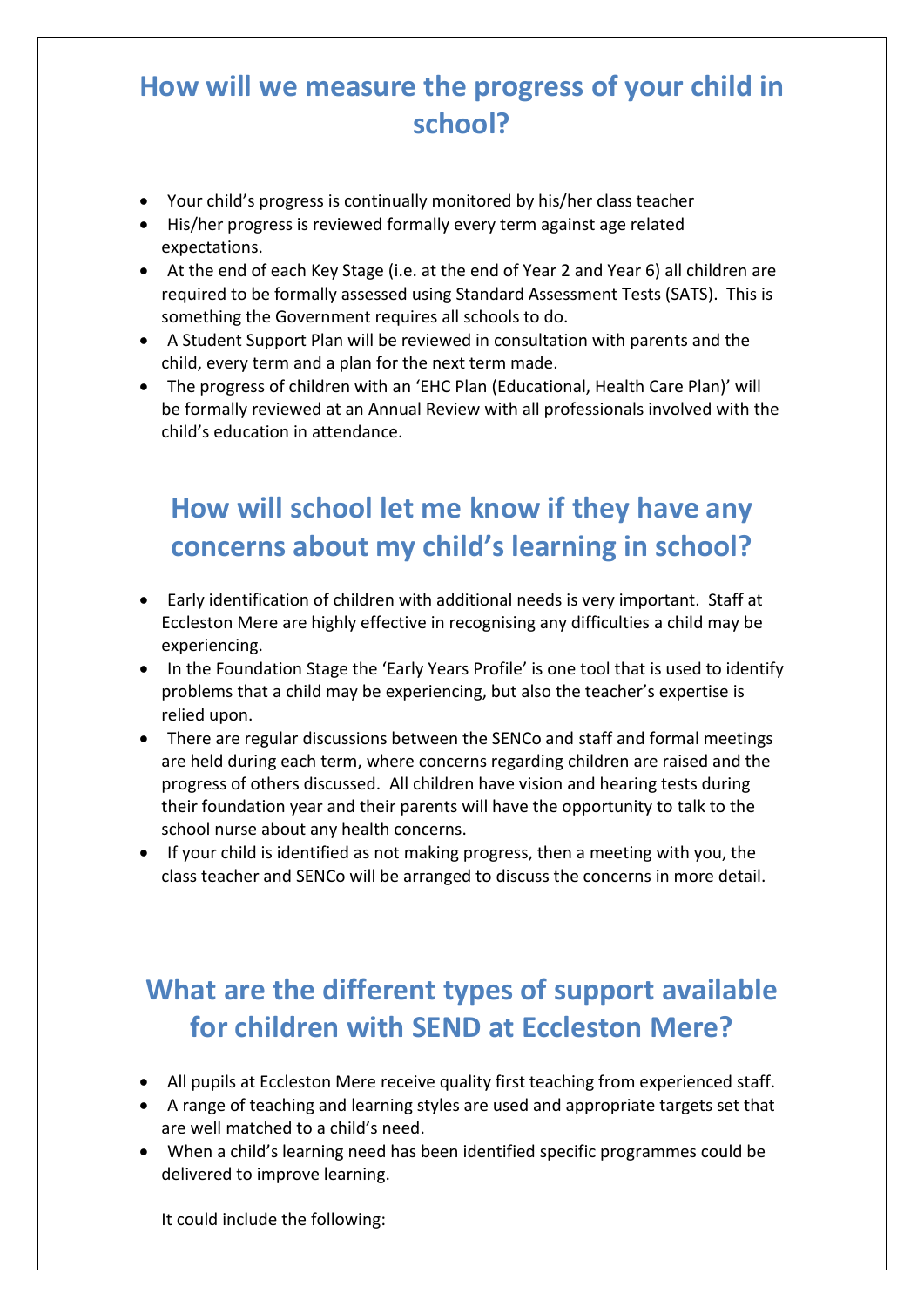## How will we measure the progress of your child in school?

- Your child's progress is continually monitored by his/her class teacher
- His/her progress is reviewed formally every term against age related expectations.
- At the end of each Key Stage (i.e. at the end of Year 2 and Year 6) all children are required to be formally assessed using Standard Assessment Tests (SATS). This is something the Government requires all schools to do.
- A Student Support Plan will be reviewed in consultation with parents and the child, every term and a plan for the next term made.
- The progress of children with an 'EHC Plan (Educational, Health Care Plan)' will be formally reviewed at an Annual Review with all professionals involved with the child's education in attendance.

## How will school let me know if they have any concerns about my child's learning in school?

- Early identification of children with additional needs is very important. Staff at Eccleston Mere are highly effective in recognising any difficulties a child may be experiencing.
- In the Foundation Stage the 'Early Years Profile' is one tool that is used to identify problems that a child may be experiencing, but also the teacher's expertise is relied upon.
- There are regular discussions between the SENCo and staff and formal meetings are held during each term, where concerns regarding children are raised and the progress of others discussed. All children have vision and hearing tests during their foundation year and their parents will have the opportunity to talk to the school nurse about any health concerns.
- If your child is identified as not making progress, then a meeting with you, the class teacher and SENCo will be arranged to discuss the concerns in more detail.

## What are the different types of support available for children with SEND at Eccleston Mere?

- All pupils at Eccleston Mere receive quality first teaching from experienced staff.
- A range of teaching and learning styles are used and appropriate targets set that are well matched to a child's need.
- When a child's learning need has been identified specific programmes could be delivered to improve learning.

It could include the following: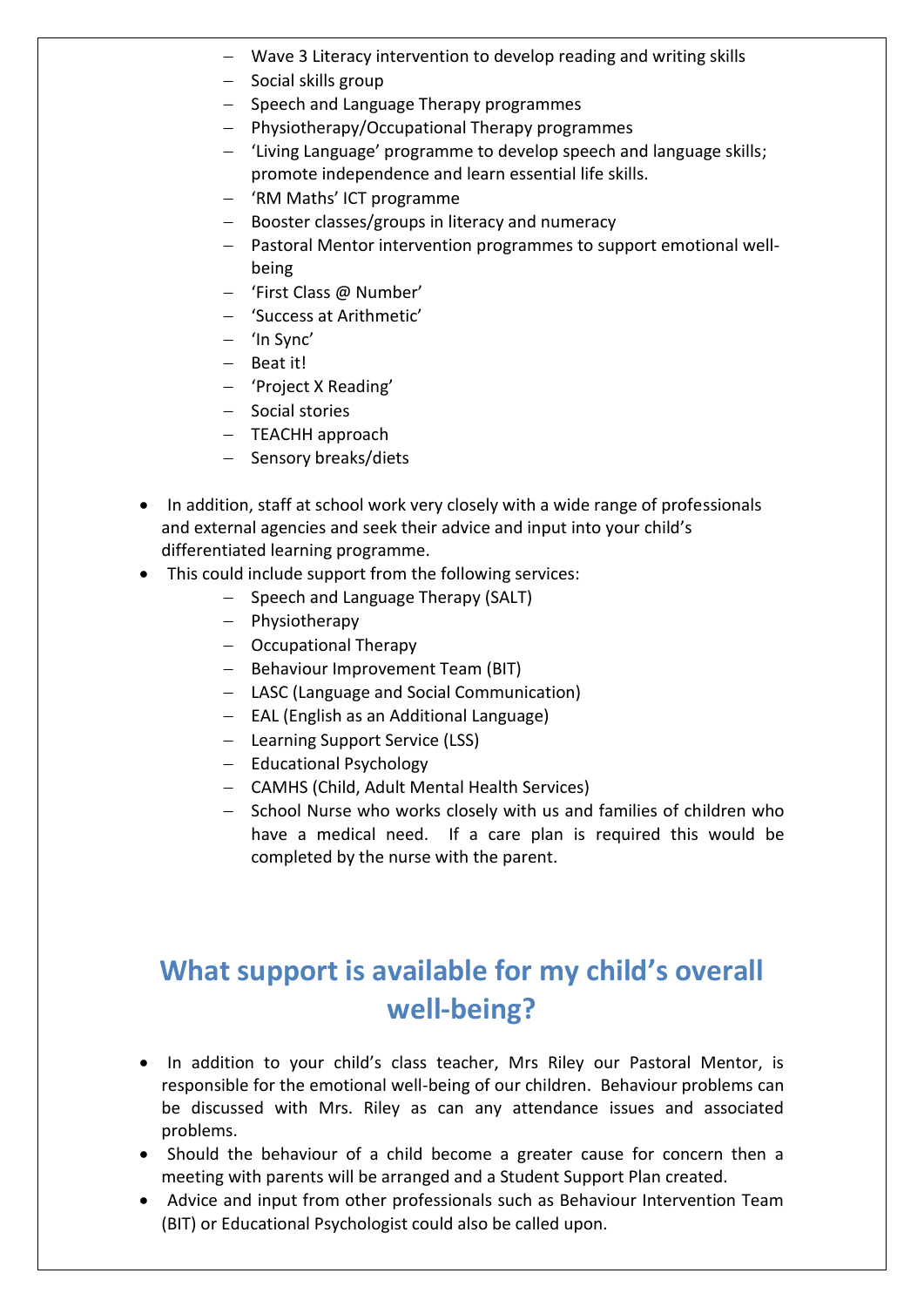- Wave 3 Literacy intervention to develop reading and writing skills
  - Social skills group
  - Speech and Language Therapy programmes
  - Physiotherapy/Occupational Therapy programmes
  - 'Living Language' programme to develop speech and language skills; promote independence and learn essential life skills.
  - 'RM Maths' ICT programme
  - Booster classes/groups in literacy and numeracy
  - Pastoral Mentor intervention programmes to support emotional well-being
  - 'First Class @ Number'
  - 'Success at Arithmetic'
  - 'In Sync'
  - Beat it!
  - 'Project X Reading'
  - Social stories
  - TEACHH approach
  - Sensory breaks/diets

- In addition, staff at school work very closely with a wide range of professionals and external agencies and seek their advice and input into your child's differentiated learning programme.
- This could include support from the following services:
  - Speech and Language Therapy (SALT)
  - Physiotherapy
  - Occupational Therapy
  - Behaviour Improvement Team (BIT)
  - LASC (Language and Social Communication)
  - EAL (English as an Additional Language)
  - Learning Support Service (LSS)
  - Educational Psychology
  - CAMHS (Child, Adult Mental Health Services)
  - School Nurse who works closely with us and families of children who have a medical need. If a care plan is required this would be completed by the nurse with the parent.

## What support is available for my child's overall well-being?

- In addition to your child's class teacher, Mrs Riley our Pastoral Mentor, is responsible for the emotional well-being of our children. Behaviour problems can be discussed with Mrs. Riley as can any attendance issues and associated problems.
- Should the behaviour of a child become a greater cause for concern then a meeting with parents will be arranged and a Student Support Plan created.
- Advice and input from other professionals such as Behaviour Intervention Team (BIT) or Educational Psychologist could also be called upon.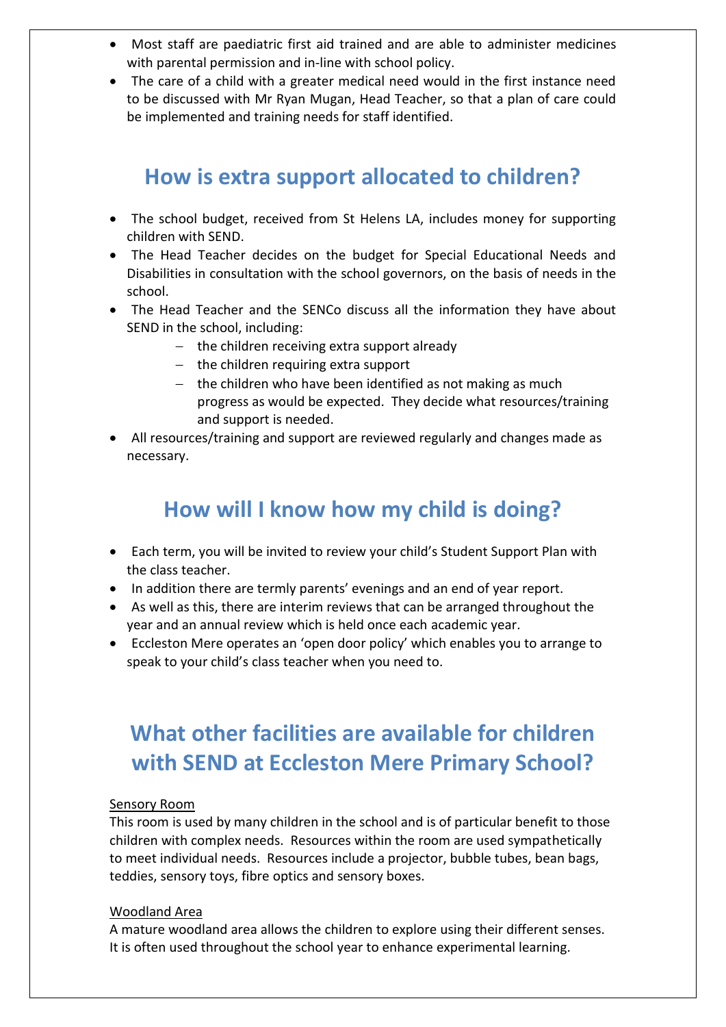- Most staff are paediatric first aid trained and are able to administer medicines with parental permission and in-line with school policy.
- The care of a child with a greater medical need would in the first instance need to be discussed with Mr Ryan Mugan, Head Teacher, so that a plan of care could be implemented and training needs for staff identified.

## How is extra support allocated to children?

- The school budget, received from St Helens LA, includes money for supporting children with SEND.
- The Head Teacher decides on the budget for Special Educational Needs and Disabilities in consultation with the school governors, on the basis of needs in the school.
- The Head Teacher and the SENCo discuss all the information they have about SEND in the school, including:
  - the children receiving extra support already
  - the children requiring extra support
  - the children who have been identified as not making as much progress as would be expected. They decide what resources/training and support is needed.
- All resources/training and support are reviewed regularly and changes made as necessary.

## How will I know how my child is doing?

- Each term, you will be invited to review your child's Student Support Plan with the class teacher.
- In addition there are termly parents' evenings and an end of year report.
- As well as this, there are interim reviews that can be arranged throughout the year and an annual review which is held once each academic year.
- Eccleston Mere operates an 'open door policy' which enables you to arrange to speak to your child's class teacher when you need to.

## What other facilities are available for children with SEND at Eccleston Mere Primary School?

<u>Sensory Room</u>
This room is used by many children in the school and is of particular benefit to those children with complex needs. Resources within the room are used sympathetically to meet individual needs. Resources include a projector, bubble tubes, bean bags, teddies, sensory toys, fibre optics and sensory boxes.

<u>Woodland Area</u>
A mature woodland area allows the children to explore using their different senses. It is often used throughout the school year to enhance experimental learning.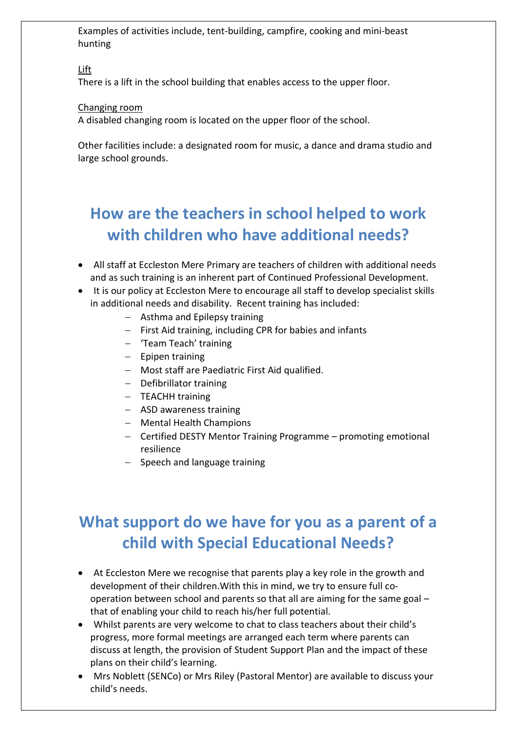Examples of activities include, tent-building, campfire, cooking and mini-beast hunting

Lift

There is a lift in the school building that enables access to the upper floor.

Changing room

A disabled changing room is located on the upper floor of the school.

Other facilities include: a designated room for music, a dance and drama studio and large school grounds.

## How are the teachers in school helped to work with children who have additional needs?

- All staff at Eccleston Mere Primary are teachers of children with additional needs and as such training is an inherent part of Continued Professional Development.
- It is our policy at Eccleston Mere to encourage all staff to develop specialist skills in additional needs and disability. Recent training has included:
  - Asthma and Epilepsy training
  - First Aid training, including CPR for babies and infants
  - 'Team Teach' training
  - Epipen training
  - Most staff are Paediatric First Aid qualified.
  - Defibrillator training
  - TEACHH training
  - ASD awareness training
  - Mental Health Champions
  - Certified DESTY Mentor Training Programme – promoting emotional resilience
  - Speech and language training

## What support do we have for you as a parent of a child with Special Educational Needs?

- At Eccleston Mere we recognise that parents play a key role in the growth and development of their children.With this in mind, we try to ensure full co-operation between school and parents so that all are aiming for the same goal – that of enabling your child to reach his/her full potential.
- Whilst parents are very welcome to chat to class teachers about their child's progress, more formal meetings are arranged each term where parents can discuss at length, the provision of Student Support Plan and the impact of these plans on their child's learning.
- Mrs Noblett (SENCo) or Mrs Riley (Pastoral Mentor) are available to discuss your child's needs.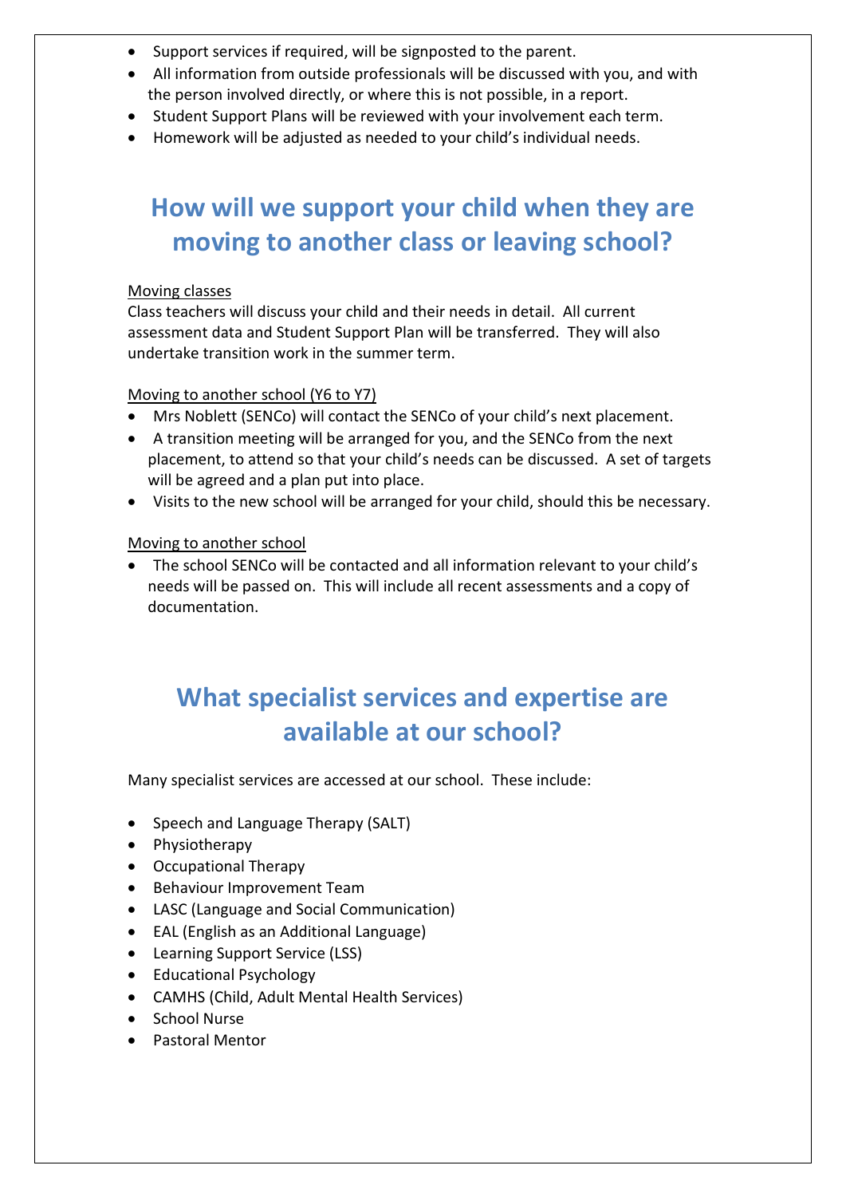- Support services if required, will be signposted to the parent.
- All information from outside professionals will be discussed with you, and with the person involved directly, or where this is not possible, in a report.
- Student Support Plans will be reviewed with your involvement each term.
- Homework will be adjusted as needed to your child's individual needs.

## How will we support your child when they are moving to another class or leaving school?

Moving classes

Class teachers will discuss your child and their needs in detail. All current assessment data and Student Support Plan will be transferred. They will also undertake transition work in the summer term.

Moving to another school (Y6 to Y7)

- Mrs Noblett (SENCo) will contact the SENCo of your child's next placement.
- A transition meeting will be arranged for you, and the SENCo from the next placement, to attend so that your child's needs can be discussed. A set of targets will be agreed and a plan put into place.
- Visits to the new school will be arranged for your child, should this be necessary.

Moving to another school

- The school SENCo will be contacted and all information relevant to your child's needs will be passed on. This will include all recent assessments and a copy of documentation.

## What specialist services and expertise are available at our school?

Many specialist services are accessed at our school. These include:

- Speech and Language Therapy (SALT)
- Physiotherapy
- Occupational Therapy
- Behaviour Improvement Team
- LASC (Language and Social Communication)
- EAL (English as an Additional Language)
- Learning Support Service (LSS)
- Educational Psychology
- CAMHS (Child, Adult Mental Health Services)
- School Nurse
- Pastoral Mentor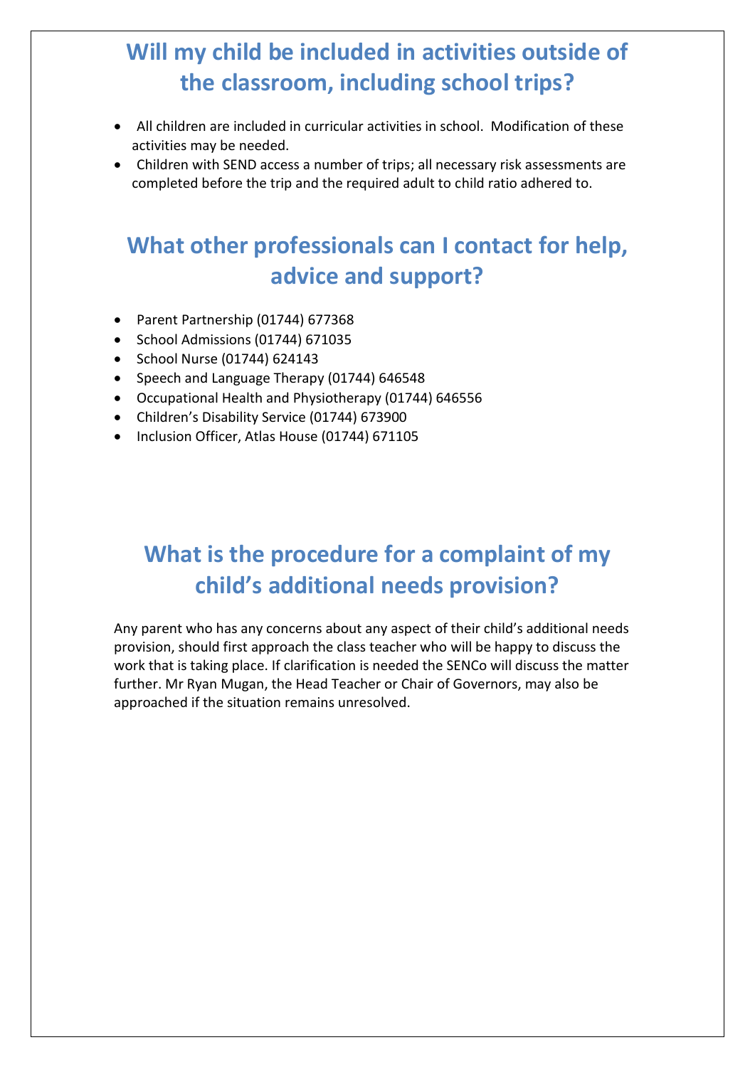## Will my child be included in activities outside of the classroom, including school trips?

- All children are included in curricular activities in school. Modification of these activities may be needed.
- Children with SEND access a number of trips; all necessary risk assessments are completed before the trip and the required adult to child ratio adhered to.

## What other professionals can I contact for help, advice and support?

- Parent Partnership (01744) 677368
- School Admissions (01744) 671035
- School Nurse (01744) 624143
- Speech and Language Therapy (01744) 646548
- Occupational Health and Physiotherapy (01744) 646556
- Children's Disability Service (01744) 673900
- Inclusion Officer, Atlas House (01744) 671105

## What is the procedure for a complaint of my child's additional needs provision?

Any parent who has any concerns about any aspect of their child's additional needs provision, should first approach the class teacher who will be happy to discuss the work that is taking place. If clarification is needed the SENCo will discuss the matter further. Mr Ryan Mugan, the Head Teacher or Chair of Governors, may also be approached if the situation remains unresolved.